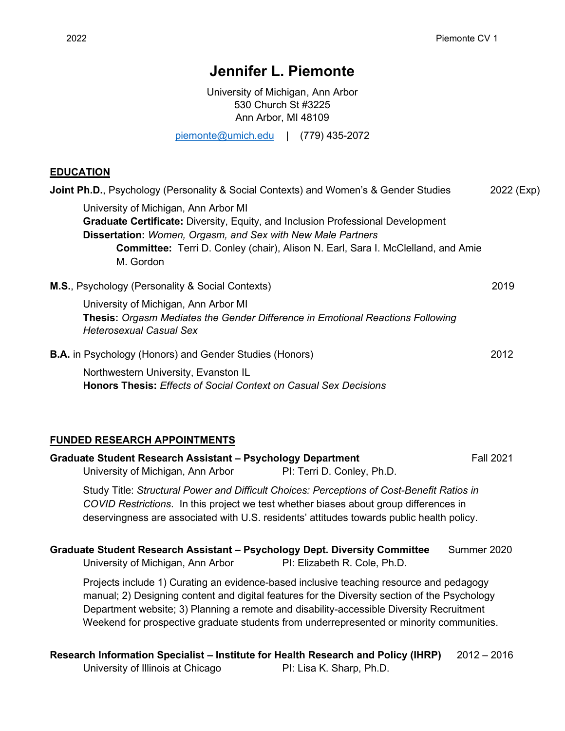# Jennifer L. Piemonte

University of Michigan, Ann Arbor
530 Church St #3225
Ann Arbor, MI 48109

piemonte@umich.edu | (779) 435-2072

## EDUCATION

**Joint Ph.D.**, Psychology (Personality & Social Contexts) and Women's & Gender Studies — 2022 (Exp)

University of Michigan, Ann Arbor MI
**Graduate Certificate:** Diversity, Equity, and Inclusion Professional Development
**Dissertation:** *Women, Orgasm, and Sex with New Male Partners*
**Committee:** Terri D. Conley (chair), Alison N. Earl, Sara I. McClelland, and Amie M. Gordon

**M.S.**, Psychology (Personality & Social Contexts) — 2019

University of Michigan, Ann Arbor MI
**Thesis:** *Orgasm Mediates the Gender Difference in Emotional Reactions Following Heterosexual Casual Sex*

**B.A.** in Psychology (Honors) and Gender Studies (Honors) — 2012

Northwestern University, Evanston IL
**Honors Thesis:** *Effects of Social Context on Casual Sex Decisions*

## FUNDED RESEARCH APPOINTMENTS

**Graduate Student Research Assistant – Psychology Department** — Fall 2021
University of Michigan, Ann Arbor — PI: Terri D. Conley, Ph.D.

Study Title: *Structural Power and Difficult Choices: Perceptions of Cost-Benefit Ratios in COVID Restrictions*. In this project we test whether biases about group differences in deservingness are associated with U.S. residents' attitudes towards public health policy.

**Graduate Student Research Assistant – Psychology Dept. Diversity Committee** — Summer 2020
University of Michigan, Ann Arbor — PI: Elizabeth R. Cole, Ph.D.

Projects include 1) Curating an evidence-based inclusive teaching resource and pedagogy manual; 2) Designing content and digital features for the Diversity section of the Psychology Department website; 3) Planning a remote and disability-accessible Diversity Recruitment Weekend for prospective graduate students from underrepresented or minority communities.

**Research Information Specialist – Institute for Health Research and Policy (IHRP)** — 2012 – 2016
University of Illinois at Chicago — PI: Lisa K. Sharp, Ph.D.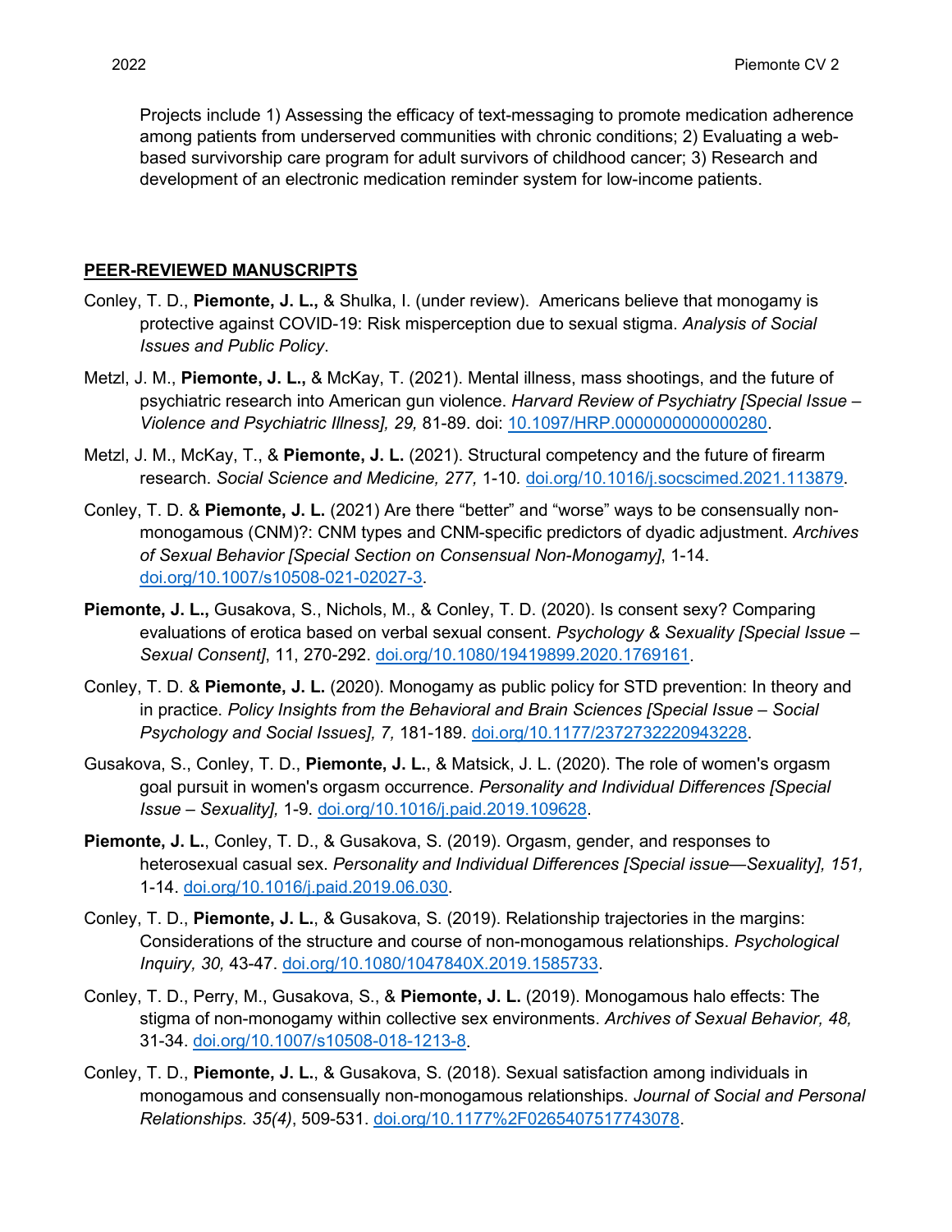Projects include 1) Assessing the efficacy of text-messaging to promote medication adherence among patients from underserved communities with chronic conditions; 2) Evaluating a web-based survivorship care program for adult survivors of childhood cancer; 3) Research and development of an electronic medication reminder system for low-income patients.

## PEER-REVIEWED MANUSCRIPTS

Conley, T. D., **Piemonte, J. L.,** & Shulka, I. (under review). Americans believe that monogamy is protective against COVID-19: Risk misperception due to sexual stigma. *Analysis of Social Issues and Public Policy*.

Metzl, J. M., **Piemonte, J. L.,** & McKay, T. (2021). Mental illness, mass shootings, and the future of psychiatric research into American gun violence. *Harvard Review of Psychiatry [Special Issue – Violence and Psychiatric Illness], 29,* 81-89. doi: 10.1097/HRP.0000000000000280.

Metzl, J. M., McKay, T., & **Piemonte, J. L.** (2021). Structural competency and the future of firearm research. *Social Science and Medicine, 277,* 1-10. doi.org/10.1016/j.socscimed.2021.113879.

Conley, T. D. & **Piemonte, J. L.** (2021) Are there "better" and "worse" ways to be consensually non-monogamous (CNM)?: CNM types and CNM-specific predictors of dyadic adjustment. *Archives of Sexual Behavior [Special Section on Consensual Non-Monogamy]*, 1-14. doi.org/10.1007/s10508-021-02027-3.

**Piemonte, J. L.,** Gusakova, S., Nichols, M., & Conley, T. D. (2020). Is consent sexy? Comparing evaluations of erotica based on verbal sexual consent. *Psychology & Sexuality [Special Issue – Sexual Consent]*, 11, 270-292. doi.org/10.1080/19419899.2020.1769161.

Conley, T. D. & **Piemonte, J. L.** (2020). Monogamy as public policy for STD prevention: In theory and in practice. *Policy Insights from the Behavioral and Brain Sciences [Special Issue – Social Psychology and Social Issues], 7,* 181-189. doi.org/10.1177/2372732220943228.

Gusakova, S., Conley, T. D., **Piemonte, J. L.**, & Matsick, J. L. (2020). The role of women's orgasm goal pursuit in women's orgasm occurrence. *Personality and Individual Differences [Special Issue – Sexuality],* 1-9. doi.org/10.1016/j.paid.2019.109628.

**Piemonte, J. L.**, Conley, T. D., & Gusakova, S. (2019). Orgasm, gender, and responses to heterosexual casual sex. *Personality and Individual Differences [Special issue—Sexuality], 151,* 1-14. doi.org/10.1016/j.paid.2019.06.030.

Conley, T. D., **Piemonte, J. L.**, & Gusakova, S. (2019). Relationship trajectories in the margins: Considerations of the structure and course of non-monogamous relationships. *Psychological Inquiry, 30,* 43-47. doi.org/10.1080/1047840X.2019.1585733.

Conley, T. D., Perry, M., Gusakova, S., & **Piemonte, J. L.** (2019). Monogamous halo effects: The stigma of non-monogamy within collective sex environments. *Archives of Sexual Behavior, 48,* 31-34. doi.org/10.1007/s10508-018-1213-8.

Conley, T. D., **Piemonte, J. L.**, & Gusakova, S. (2018). Sexual satisfaction among individuals in monogamous and consensually non-monogamous relationships. *Journal of Social and Personal Relationships. 35(4)*, 509-531. doi.org/10.1177%2F0265407517743078.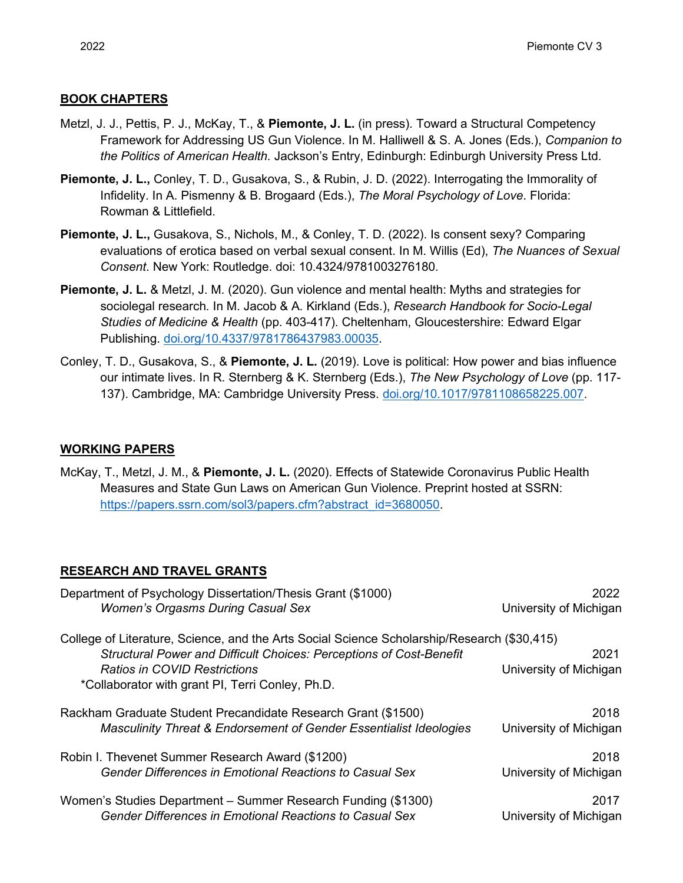## BOOK CHAPTERS

Metzl, J. J., Pettis, P. J., McKay, T., & **Piemonte, J. L.** (in press). Toward a Structural Competency Framework for Addressing US Gun Violence. In M. Halliwell & S. A. Jones (Eds.), *Companion to the Politics of American Health.* Jackson's Entry, Edinburgh: Edinburgh University Press Ltd.

**Piemonte, J. L.,** Conley, T. D., Gusakova, S., & Rubin, J. D. (2022). Interrogating the Immorality of Infidelity. In A. Pismenny & B. Brogaard (Eds.), *The Moral Psychology of Love*. Florida: Rowman & Littlefield.

**Piemonte, J. L.,** Gusakova, S., Nichols, M., & Conley, T. D. (2022). Is consent sexy? Comparing evaluations of erotica based on verbal sexual consent. In M. Willis (Ed), *The Nuances of Sexual Consent*. New York: Routledge. doi: 10.4324/9781003276180.

**Piemonte, J. L.** & Metzl, J. M. (2020). Gun violence and mental health: Myths and strategies for sociolegal research. In M. Jacob & A. Kirkland (Eds.), *Research Handbook for Socio-Legal Studies of Medicine & Health* (pp. 403-417). Cheltenham, Gloucestershire: Edward Elgar Publishing. doi.org/10.4337/9781786437983.00035.

Conley, T. D., Gusakova, S., & **Piemonte, J. L.** (2019). Love is political: How power and bias influence our intimate lives. In R. Sternberg & K. Sternberg (Eds.), *The New Psychology of Love* (pp. 117-137). Cambridge, MA: Cambridge University Press. doi.org/10.1017/9781108658225.007.

## WORKING PAPERS

McKay, T., Metzl, J. M., & **Piemonte, J. L.** (2020). Effects of Statewide Coronavirus Public Health Measures and State Gun Laws on American Gun Violence. Preprint hosted at SSRN: https://papers.ssrn.com/sol3/papers.cfm?abstract_id=3680050.

## RESEARCH AND TRAVEL GRANTS

Department of Psychology Dissertation/Thesis Grant ($1000) — 2022
*Women's Orgasms During Casual Sex* — University of Michigan

College of Literature, Science, and the Arts Social Science Scholarship/Research ($30,415) — 2021
*Structural Power and Difficult Choices: Perceptions of Cost-Benefit Ratios in COVID Restrictions* — University of Michigan
*Collaborator with grant PI, Terri Conley, Ph.D.

Rackham Graduate Student Precandidate Research Grant ($1500) — 2018
*Masculinity Threat & Endorsement of Gender Essentialist Ideologies* — University of Michigan

Robin I. Thevenet Summer Research Award ($1200) — 2018
*Gender Differences in Emotional Reactions to Casual Sex* — University of Michigan

Women's Studies Department – Summer Research Funding ($1300) — 2017
*Gender Differences in Emotional Reactions to Casual Sex* — University of Michigan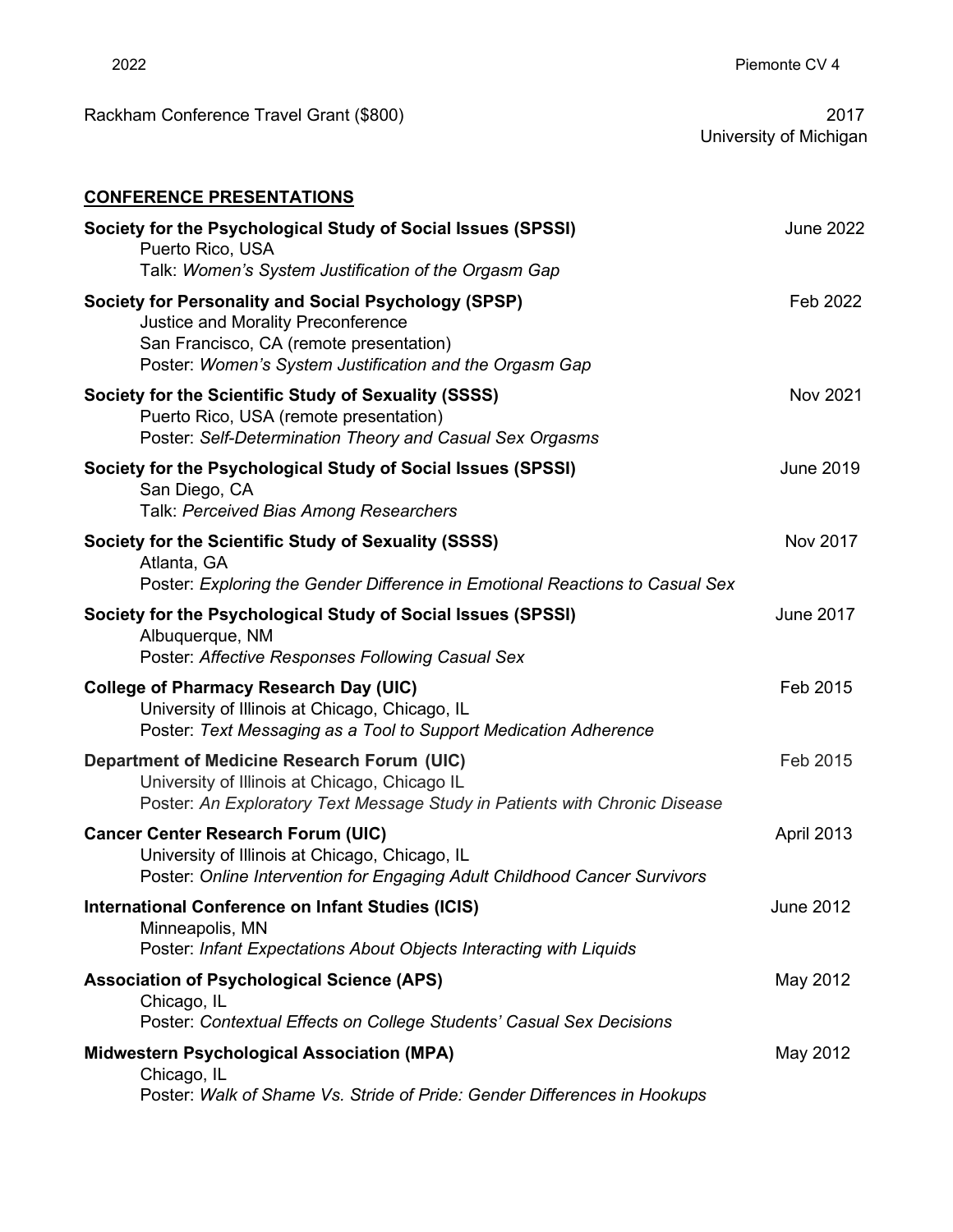Rackham Conference Travel Grant ($800) — 2017, University of Michigan

## CONFERENCE PRESENTATIONS

**Society for the Psychological Study of Social Issues (SPSSI)** — June 2022
Puerto Rico, USA
Talk: *Women's System Justification of the Orgasm Gap*

**Society for Personality and Social Psychology (SPSP)** — Feb 2022
Justice and Morality Preconference
San Francisco, CA (remote presentation)
Poster: *Women's System Justification and the Orgasm Gap*

**Society for the Scientific Study of Sexuality (SSSS)** — Nov 2021
Puerto Rico, USA (remote presentation)
Poster: *Self-Determination Theory and Casual Sex Orgasms*

**Society for the Psychological Study of Social Issues (SPSSI)** — June 2019
San Diego, CA
Talk: *Perceived Bias Among Researchers*

**Society for the Scientific Study of Sexuality (SSSS)** — Nov 2017
Atlanta, GA
Poster: *Exploring the Gender Difference in Emotional Reactions to Casual Sex*

**Society for the Psychological Study of Social Issues (SPSSI)** — June 2017
Albuquerque, NM
Poster: *Affective Responses Following Casual Sex*

**College of Pharmacy Research Day (UIC)** — Feb 2015
University of Illinois at Chicago, Chicago, IL
Poster: *Text Messaging as a Tool to Support Medication Adherence*

**Department of Medicine Research Forum (UIC)** — Feb 2015
University of Illinois at Chicago, Chicago IL
Poster: *An Exploratory Text Message Study in Patients with Chronic Disease*

**Cancer Center Research Forum (UIC)** — April 2013
University of Illinois at Chicago, Chicago, IL
Poster: *Online Intervention for Engaging Adult Childhood Cancer Survivors*

**International Conference on Infant Studies (ICIS)** — June 2012
Minneapolis, MN
Poster: *Infant Expectations About Objects Interacting with Liquids*

**Association of Psychological Science (APS)** — May 2012
Chicago, IL
Poster: *Contextual Effects on College Students' Casual Sex Decisions*

**Midwestern Psychological Association (MPA)** — May 2012
Chicago, IL
Poster: *Walk of Shame Vs. Stride of Pride: Gender Differences in Hookups*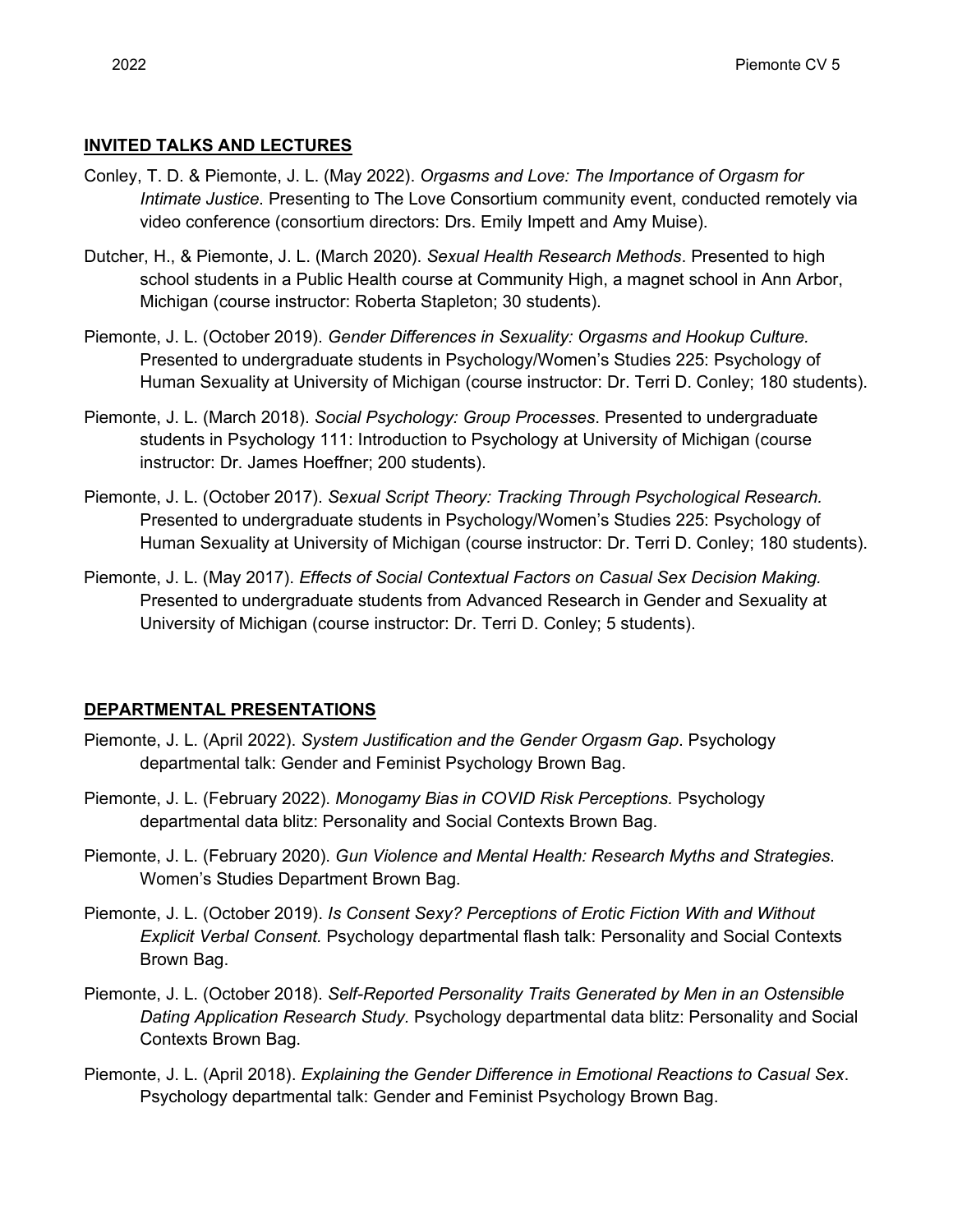## INVITED TALKS AND LECTURES

Conley, T. D. & Piemonte, J. L. (May 2022). *Orgasms and Love: The Importance of Orgasm for Intimate Justice*. Presenting to The Love Consortium community event, conducted remotely via video conference (consortium directors: Drs. Emily Impett and Amy Muise).

Dutcher, H., & Piemonte, J. L. (March 2020). *Sexual Health Research Methods*. Presented to high school students in a Public Health course at Community High, a magnet school in Ann Arbor, Michigan (course instructor: Roberta Stapleton; 30 students).

Piemonte, J. L. (October 2019). *Gender Differences in Sexuality: Orgasms and Hookup Culture.* Presented to undergraduate students in Psychology/Women's Studies 225: Psychology of Human Sexuality at University of Michigan (course instructor: Dr. Terri D. Conley; 180 students).

Piemonte, J. L. (March 2018). *Social Psychology: Group Processes*. Presented to undergraduate students in Psychology 111: Introduction to Psychology at University of Michigan (course instructor: Dr. James Hoeffner; 200 students).

Piemonte, J. L. (October 2017). *Sexual Script Theory: Tracking Through Psychological Research.* Presented to undergraduate students in Psychology/Women's Studies 225: Psychology of Human Sexuality at University of Michigan (course instructor: Dr. Terri D. Conley; 180 students).

Piemonte, J. L. (May 2017). *Effects of Social Contextual Factors on Casual Sex Decision Making.* Presented to undergraduate students from Advanced Research in Gender and Sexuality at University of Michigan (course instructor: Dr. Terri D. Conley; 5 students).

## DEPARTMENTAL PRESENTATIONS

Piemonte, J. L. (April 2022). *System Justification and the Gender Orgasm Gap*. Psychology departmental talk: Gender and Feminist Psychology Brown Bag.

Piemonte, J. L. (February 2022). *Monogamy Bias in COVID Risk Perceptions.* Psychology departmental data blitz: Personality and Social Contexts Brown Bag.

Piemonte, J. L. (February 2020). *Gun Violence and Mental Health: Research Myths and Strategies*. Women's Studies Department Brown Bag.

Piemonte, J. L. (October 2019). *Is Consent Sexy? Perceptions of Erotic Fiction With and Without Explicit Verbal Consent.* Psychology departmental flash talk: Personality and Social Contexts Brown Bag.

Piemonte, J. L. (October 2018). *Self-Reported Personality Traits Generated by Men in an Ostensible Dating Application Research Study.* Psychology departmental data blitz: Personality and Social Contexts Brown Bag.

Piemonte, J. L. (April 2018). *Explaining the Gender Difference in Emotional Reactions to Casual Sex*. Psychology departmental talk: Gender and Feminist Psychology Brown Bag.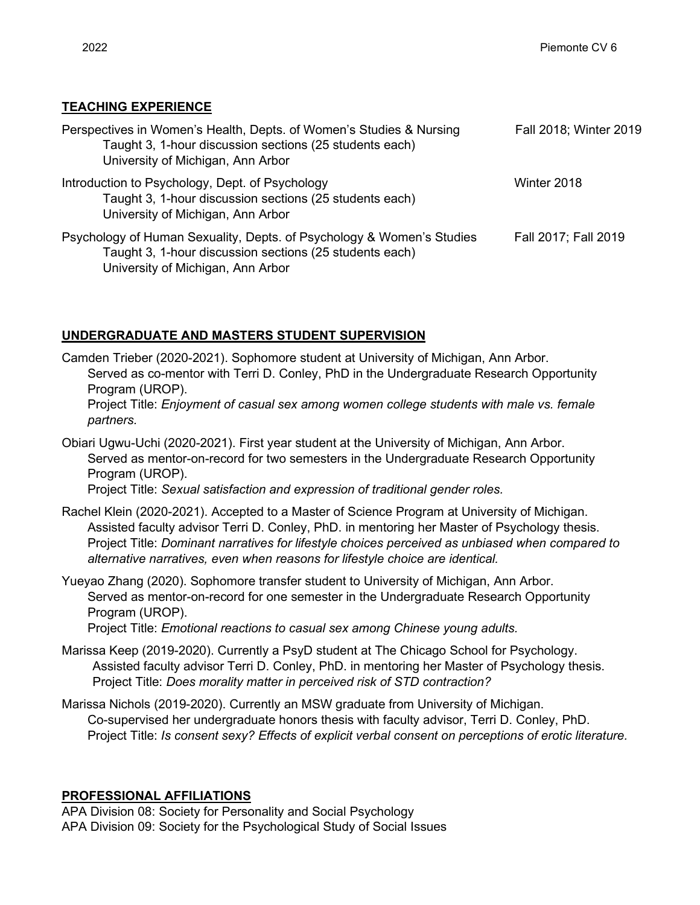## TEACHING EXPERIENCE

Perspectives in Women's Health, Depts. of Women's Studies & Nursing — Fall 2018; Winter 2019
Taught 3, 1-hour discussion sections (25 students each)
University of Michigan, Ann Arbor

Introduction to Psychology, Dept. of Psychology — Winter 2018
Taught 3, 1-hour discussion sections (25 students each)
University of Michigan, Ann Arbor

Psychology of Human Sexuality, Depts. of Psychology & Women's Studies — Fall 2017; Fall 2019
Taught 3, 1-hour discussion sections (25 students each)
University of Michigan, Ann Arbor

## UNDERGRADUATE AND MASTERS STUDENT SUPERVISION

Camden Trieber (2020-2021). Sophomore student at University of Michigan, Ann Arbor.
Served as co-mentor with Terri D. Conley, PhD in the Undergraduate Research Opportunity Program (UROP).
Project Title: *Enjoyment of casual sex among women college students with male vs. female partners.*

Obiari Ugwu-Uchi (2020-2021). First year student at the University of Michigan, Ann Arbor.
Served as mentor-on-record for two semesters in the Undergraduate Research Opportunity Program (UROP).
Project Title: *Sexual satisfaction and expression of traditional gender roles.*

Rachel Klein (2020-2021). Accepted to a Master of Science Program at University of Michigan.
Assisted faculty advisor Terri D. Conley, PhD. in mentoring her Master of Psychology thesis.
Project Title: *Dominant narratives for lifestyle choices perceived as unbiased when compared to alternative narratives, even when reasons for lifestyle choice are identical.*

Yueyao Zhang (2020). Sophomore transfer student to University of Michigan, Ann Arbor.
Served as mentor-on-record for one semester in the Undergraduate Research Opportunity Program (UROP).
Project Title: *Emotional reactions to casual sex among Chinese young adults.*

Marissa Keep (2019-2020). Currently a PsyD student at The Chicago School for Psychology.
Assisted faculty advisor Terri D. Conley, PhD. in mentoring her Master of Psychology thesis.
Project Title: *Does morality matter in perceived risk of STD contraction?*

Marissa Nichols (2019-2020). Currently an MSW graduate from University of Michigan.
Co-supervised her undergraduate honors thesis with faculty advisor, Terri D. Conley, PhD.
Project Title: *Is consent sexy? Effects of explicit verbal consent on perceptions of erotic literature.*

## PROFESSIONAL AFFILIATIONS

APA Division 08: Society for Personality and Social Psychology
APA Division 09: Society for the Psychological Study of Social Issues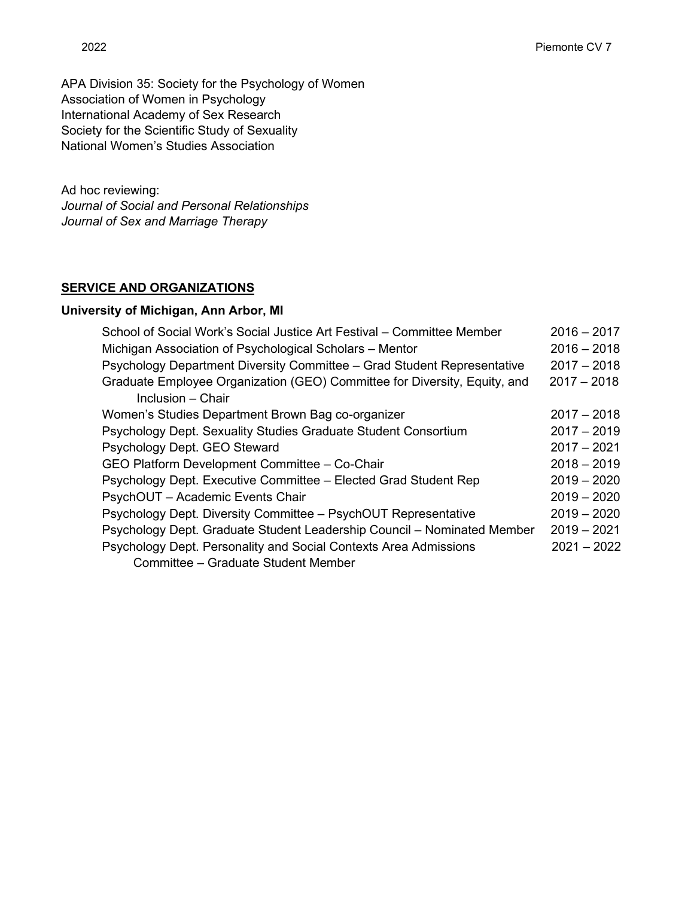APA Division 35: Society for the Psychology of Women
Association of Women in Psychology
International Academy of Sex Research
Society for the Scientific Study of Sexuality
National Women's Studies Association

Ad hoc reviewing:
*Journal of Social and Personal Relationships*
*Journal of Sex and Marriage Therapy*

## SERVICE AND ORGANIZATIONS

### University of Michigan, Ann Arbor, MI

| | |
|---|---|
| School of Social Work's Social Justice Art Festival – Committee Member | 2016 – 2017 |
| Michigan Association of Psychological Scholars – Mentor | 2016 – 2018 |
| Psychology Department Diversity Committee – Grad Student Representative | 2017 – 2018 |
| Graduate Employee Organization (GEO) Committee for Diversity, Equity, and Inclusion – Chair | 2017 – 2018 |
| Women's Studies Department Brown Bag co-organizer | 2017 – 2018 |
| Psychology Dept. Sexuality Studies Graduate Student Consortium | 2017 – 2019 |
| Psychology Dept. GEO Steward | 2017 – 2021 |
| GEO Platform Development Committee – Co-Chair | 2018 – 2019 |
| Psychology Dept. Executive Committee – Elected Grad Student Rep | 2019 – 2020 |
| PsychOUT – Academic Events Chair | 2019 – 2020 |
| Psychology Dept. Diversity Committee – PsychOUT Representative | 2019 – 2020 |
| Psychology Dept. Graduate Student Leadership Council – Nominated Member | 2019 – 2021 |
| Psychology Dept. Personality and Social Contexts Area Admissions Committee – Graduate Student Member | 2021 – 2022 |